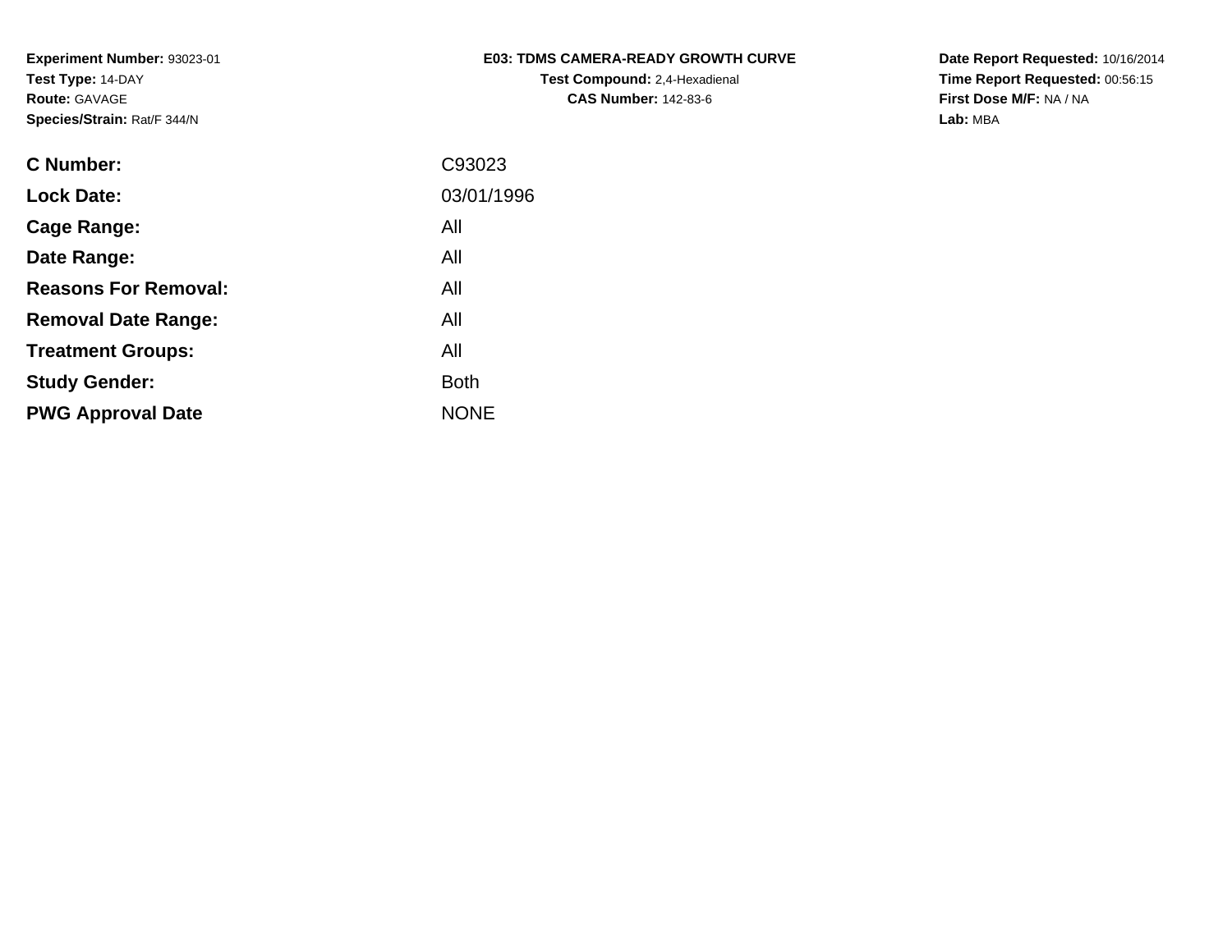**Experiment Number:** 93023-01
**Test Type:** 14-DAY
**Route:** GAVAGE
**Species/Strain:** Rat/F 344/N

**E03: TDMS CAMERA-READY GROWTH CURVE**
**Test Compound:** 2,4-Hexadienal
**CAS Number:** 142-83-6

**Date Report Requested:** 10/16/2014
**Time Report Requested:** 00:56:15
**First Dose M/F:** NA / NA
**Lab:** MBA

| | |
|---|---|
| **C Number:** | C93023 |
| **Lock Date:** | 03/01/1996 |
| **Cage Range:** | All |
| **Date Range:** | All |
| **Reasons For Removal:** | All |
| **Removal Date Range:** | All |
| **Treatment Groups:** | All |
| **Study Gender:** | Both |
| **PWG Approval Date** | NONE |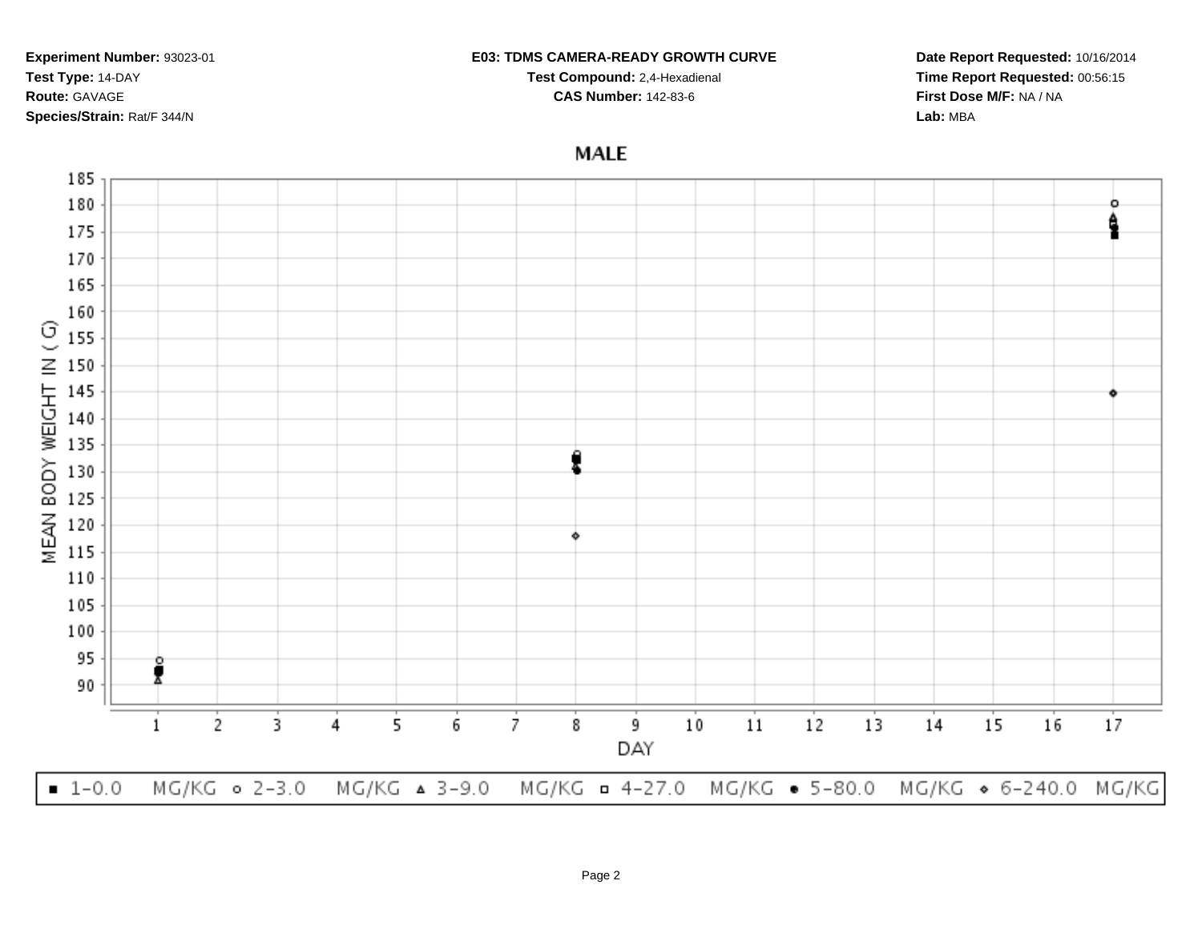**Experiment Number:** 93023-01
**Test Type:** 14-DAY
**Route:** GAVAGE
**Species/Strain:** Rat/F 344/N

**E03: TDMS CAMERA-READY GROWTH CURVE**
**Test Compound:** 2,4-Hexadienal
**CAS Number:** 142-83-6

**Date Report Requested:** 10/16/2014
**Time Report Requested:** 00:56:15
**First Dose M/F:** NA / NA
**Lab:** MBA

## MALE

MEAN BODY WEIGHT IN ( G)

DAY

■ 1-0.0 MG/KG ○ 2-3.0 MG/KG △ 3-9.0 MG/KG □ 4-27.0 MG/KG ● 5-80.0 MG/KG ◇ 6-240.0 MG/KG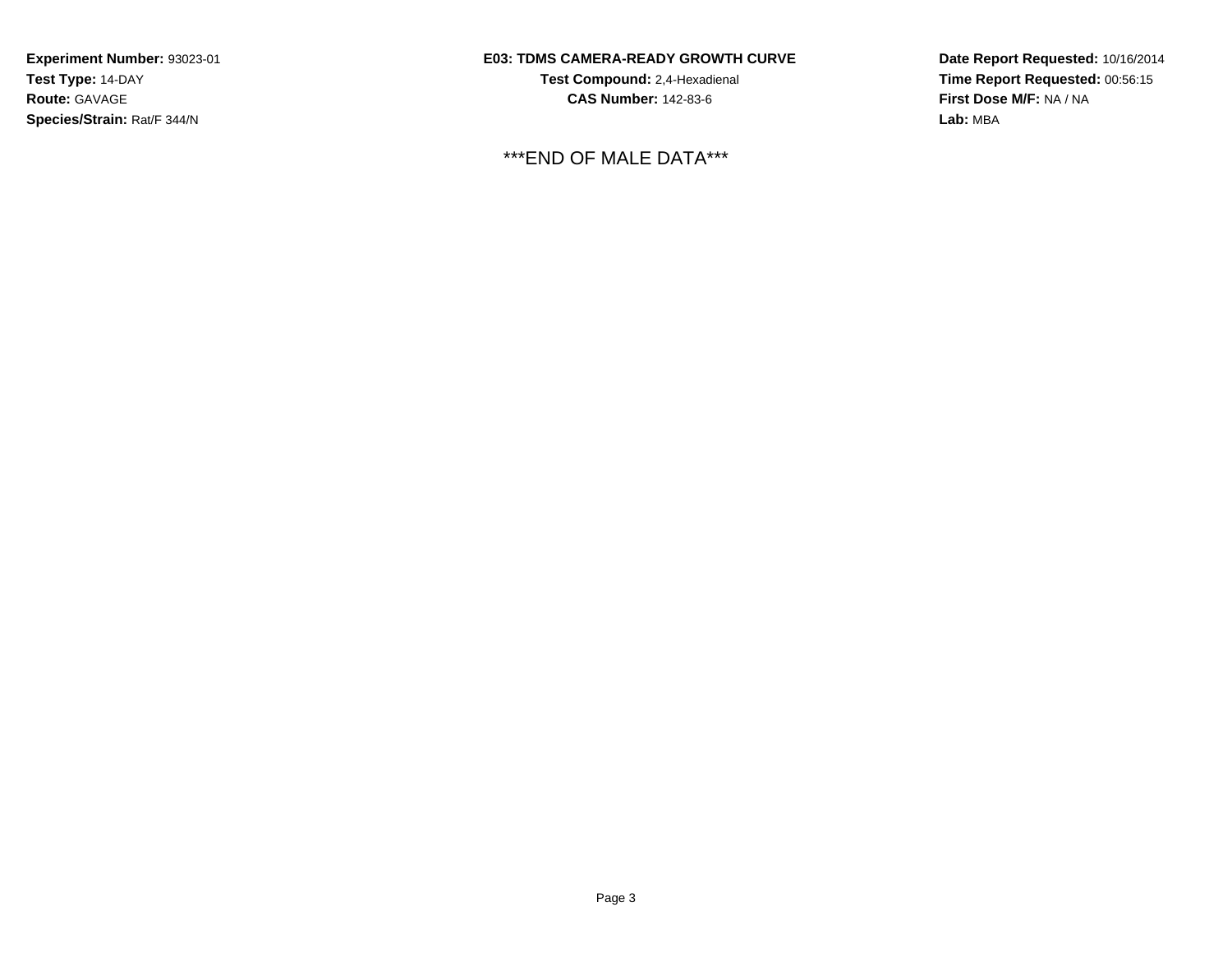**Experiment Number:** 93023-01
**Test Type:** 14-DAY
**Route:** GAVAGE
**Species/Strain:** Rat/F 344/N

**E03: TDMS CAMERA-READY GROWTH CURVE**
**Test Compound:** 2,4-Hexadienal
**CAS Number:** 142-83-6

**Date Report Requested:** 10/16/2014
**Time Report Requested:** 00:56:15
**First Dose M/F:** NA / NA
**Lab:** MBA

***END OF MALE DATA***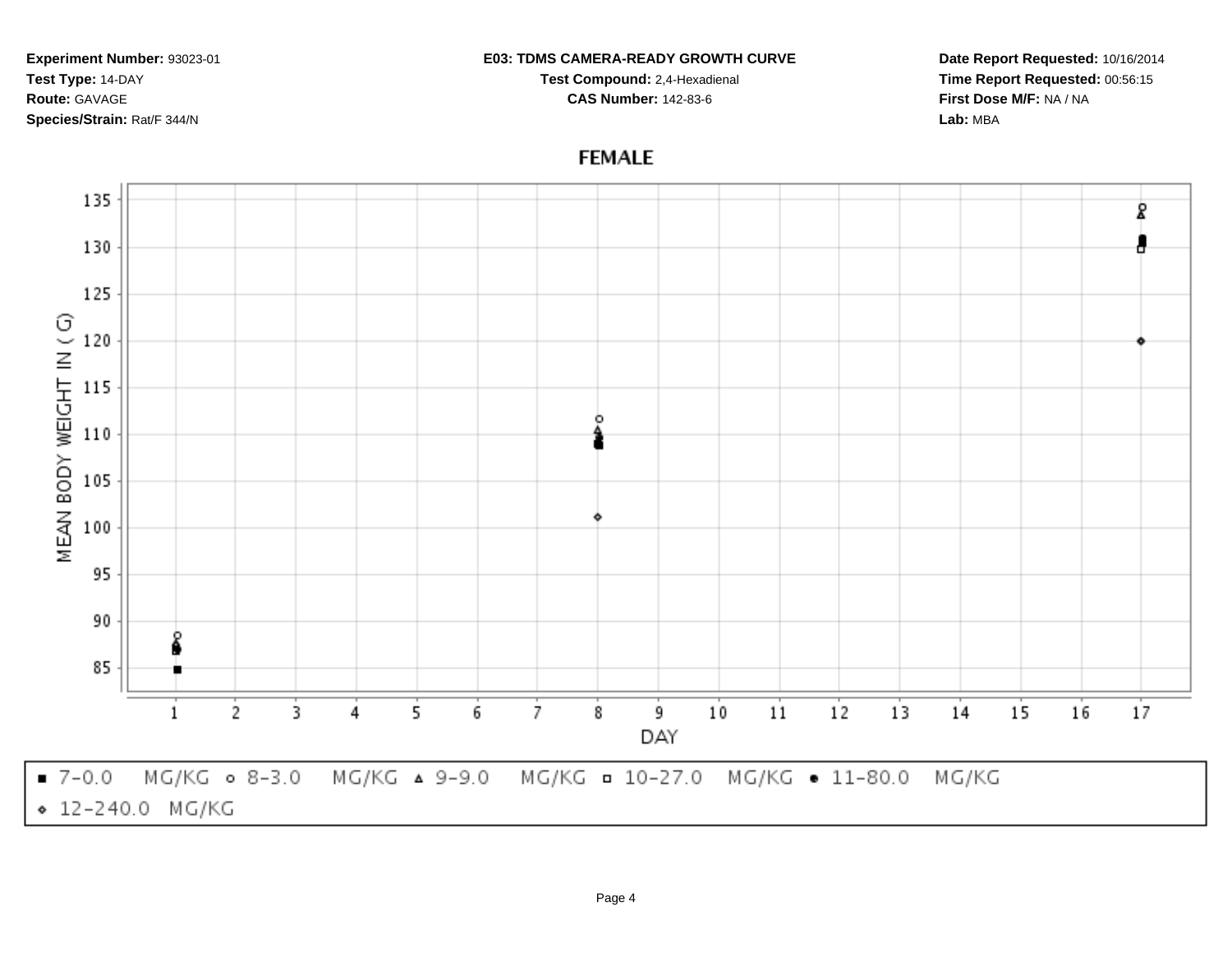**Experiment Number:** 93023-01
**Test Type:** 14-DAY
**Route:** GAVAGE
**Species/Strain:** Rat/F 344/N

**E03: TDMS CAMERA-READY GROWTH CURVE**
**Test Compound:** 2,4-Hexadienal
**CAS Number:** 142-83-6

**Date Report Requested:** 10/16/2014
**Time Report Requested:** 00:56:15
**First Dose M/F:** NA / NA
**Lab:** MBA

## FEMALE

MEAN BODY WEIGHT IN ( G)

DAY

■ 7-0.0 MG/KG ○ 8-3.0 MG/KG △ 9-9.0 MG/KG □ 10-27.0 MG/KG ● 11-80.0 MG/KG
◇ 12-240.0 MG/KG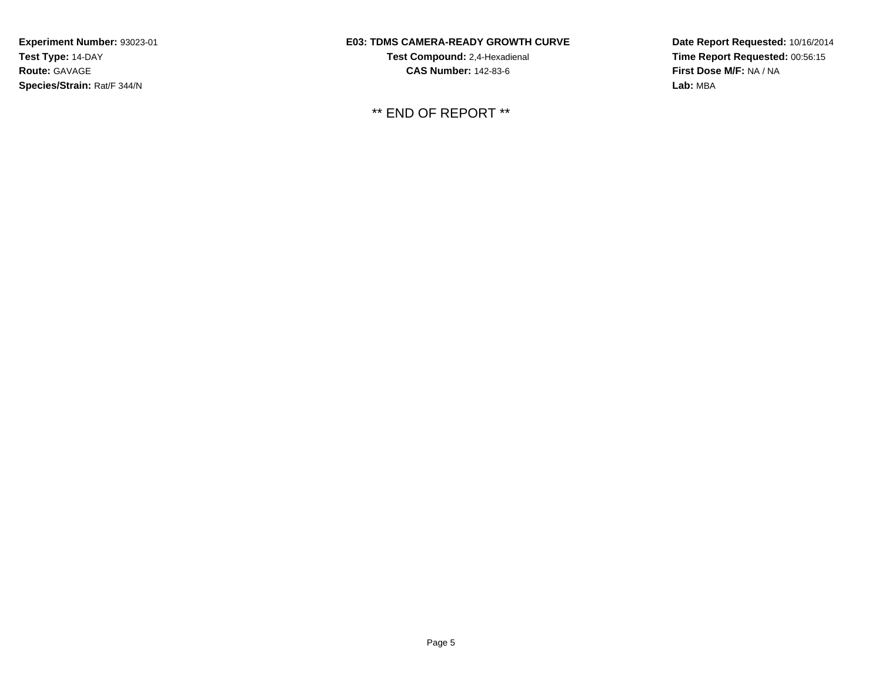** END OF REPORT **